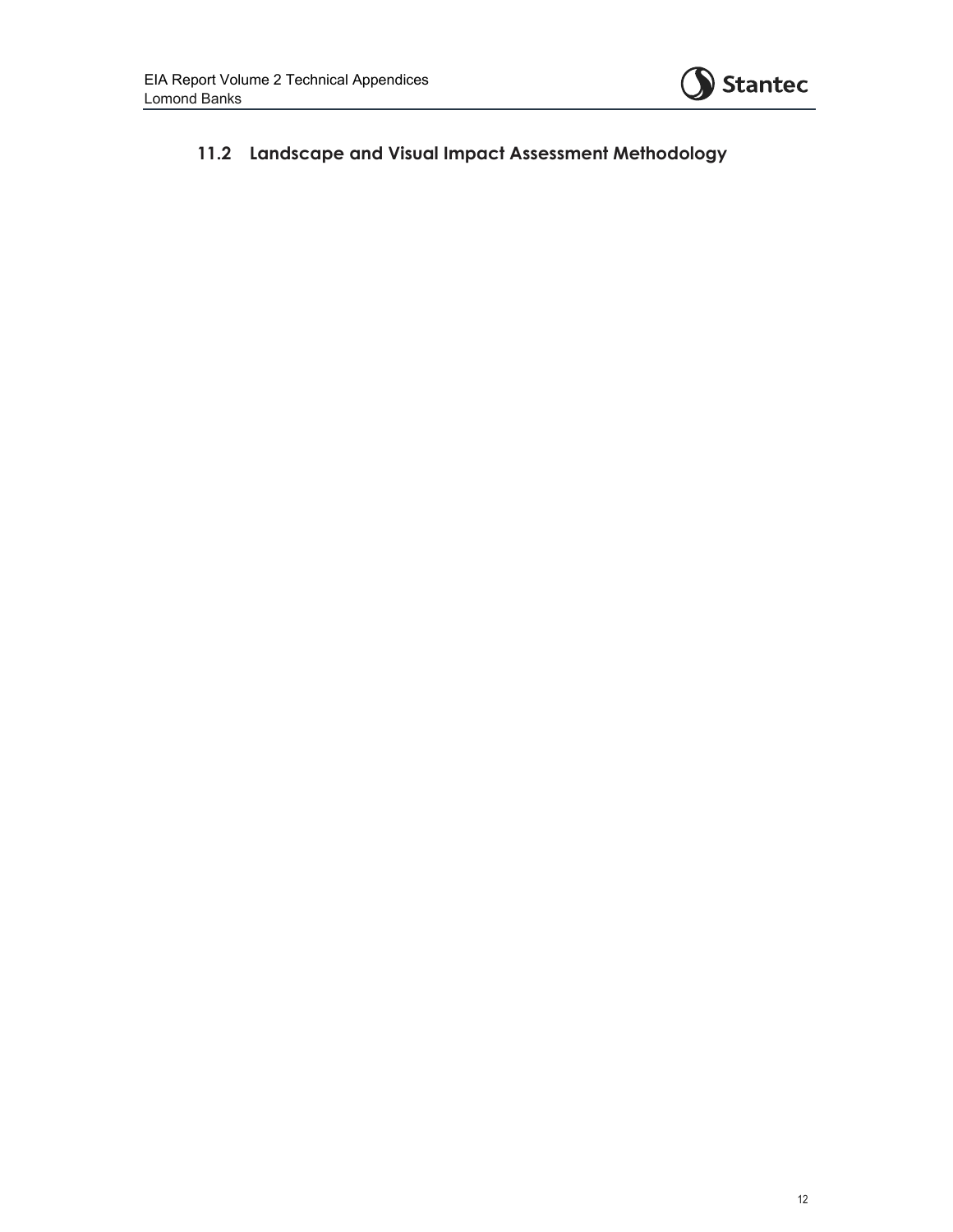## 11.2 Landscape and Visual Impact Assessment Methodology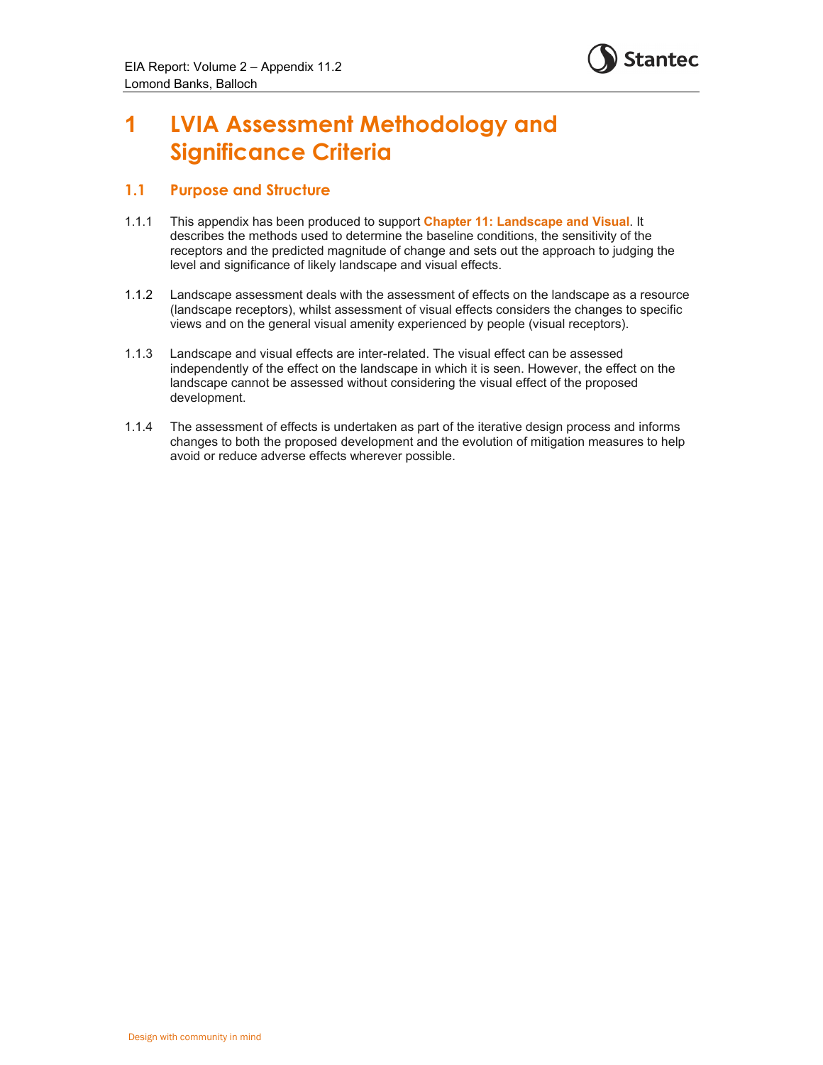# 1 LVIA Assessment Methodology and Significance Criteria

## 1.1 Purpose and Structure

1.1.1 This appendix has been produced to support **Chapter 11: Landscape and Visual**. It describes the methods used to determine the baseline conditions, the sensitivity of the receptors and the predicted magnitude of change and sets out the approach to judging the level and significance of likely landscape and visual effects.

1.1.2 Landscape assessment deals with the assessment of effects on the landscape as a resource (landscape receptors), whilst assessment of visual effects considers the changes to specific views and on the general visual amenity experienced by people (visual receptors).

1.1.3 Landscape and visual effects are inter-related. The visual effect can be assessed independently of the effect on the landscape in which it is seen. However, the effect on the landscape cannot be assessed without considering the visual effect of the proposed development.

1.1.4 The assessment of effects is undertaken as part of the iterative design process and informs changes to both the proposed development and the evolution of mitigation measures to help avoid or reduce adverse effects wherever possible.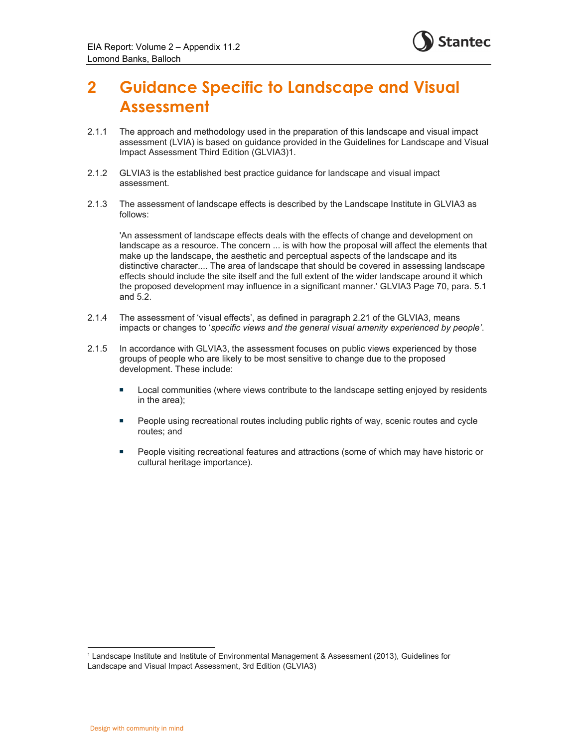# 2 Guidance Specific to Landscape and Visual Assessment

2.1.1 The approach and methodology used in the preparation of this landscape and visual impact assessment (LVIA) is based on guidance provided in the Guidelines for Landscape and Visual Impact Assessment Third Edition (GLVIA3)1.

2.1.2 GLVIA3 is the established best practice guidance for landscape and visual impact assessment.

2.1.3 The assessment of landscape effects is described by the Landscape Institute in GLVIA3 as follows:

> 'An assessment of landscape effects deals with the effects of change and development on landscape as a resource. The concern ... is with how the proposal will affect the elements that make up the landscape, the aesthetic and perceptual aspects of the landscape and its distinctive character.... The area of landscape that should be covered in assessing landscape effects should include the site itself and the full extent of the wider landscape around it which the proposed development may influence in a significant manner.' GLVIA3 Page 70, para. 5.1 and 5.2.

2.1.4 The assessment of 'visual effects', as defined in paragraph 2.21 of the GLVIA3, means impacts or changes to '*specific views and the general visual amenity experienced by people'*.

2.1.5 In accordance with GLVIA3, the assessment focuses on public views experienced by those groups of people who are likely to be most sensitive to change due to the proposed development. These include:

- Local communities (where views contribute to the landscape setting enjoyed by residents in the area);
- People using recreational routes including public rights of way, scenic routes and cycle routes; and
- People visiting recreational features and attractions (some of which may have historic or cultural heritage importance).

---

[1] Landscape Institute and Institute of Environmental Management & Assessment (2013), Guidelines for Landscape and Visual Impact Assessment, 3rd Edition (GLVIA3)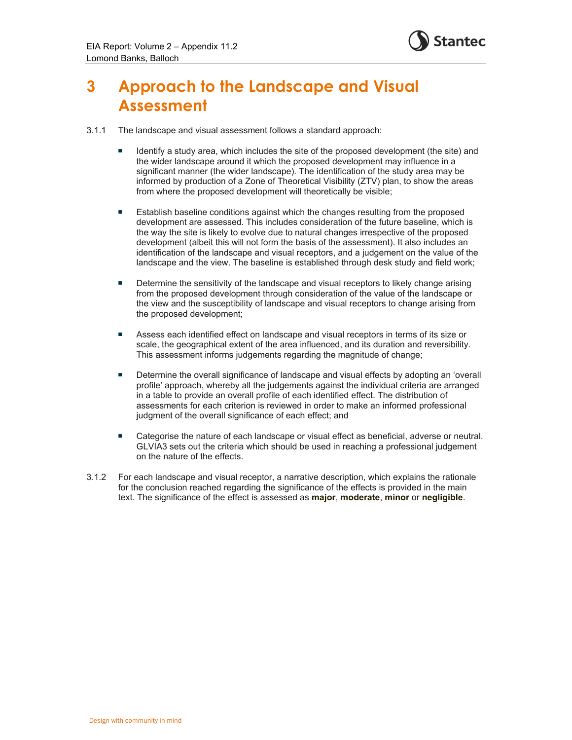# 3 Approach to the Landscape and Visual Assessment

3.1.1 The landscape and visual assessment follows a standard approach:

- Identify a study area, which includes the site of the proposed development (the site) and the wider landscape around it which the proposed development may influence in a significant manner (the wider landscape). The identification of the study area may be informed by production of a Zone of Theoretical Visibility (ZTV) plan, to show the areas from where the proposed development will theoretically be visible;

- Establish baseline conditions against which the changes resulting from the proposed development are assessed. This includes consideration of the future baseline, which is the way the site is likely to evolve due to natural changes irrespective of the proposed development (albeit this will not form the basis of the assessment). It also includes an identification of the landscape and visual receptors, and a judgement on the value of the landscape and the view. The baseline is established through desk study and field work;

- Determine the sensitivity of the landscape and visual receptors to likely change arising from the proposed development through consideration of the value of the landscape or the view and the susceptibility of landscape and visual receptors to change arising from the proposed development;

- Assess each identified effect on landscape and visual receptors in terms of its size or scale, the geographical extent of the area influenced, and its duration and reversibility. This assessment informs judgements regarding the magnitude of change;

- Determine the overall significance of landscape and visual effects by adopting an 'overall profile' approach, whereby all the judgements against the individual criteria are arranged in a table to provide an overall profile of each identified effect. The distribution of assessments for each criterion is reviewed in order to make an informed professional judgment of the overall significance of each effect; and

- Categorise the nature of each landscape or visual effect as beneficial, adverse or neutral. GLVIA3 sets out the criteria which should be used in reaching a professional judgement on the nature of the effects.

3.1.2 For each landscape and visual receptor, a narrative description, which explains the rationale for the conclusion reached regarding the significance of the effects is provided in the main text. The significance of the effect is assessed as **major**, **moderate**, **minor** or **negligible**.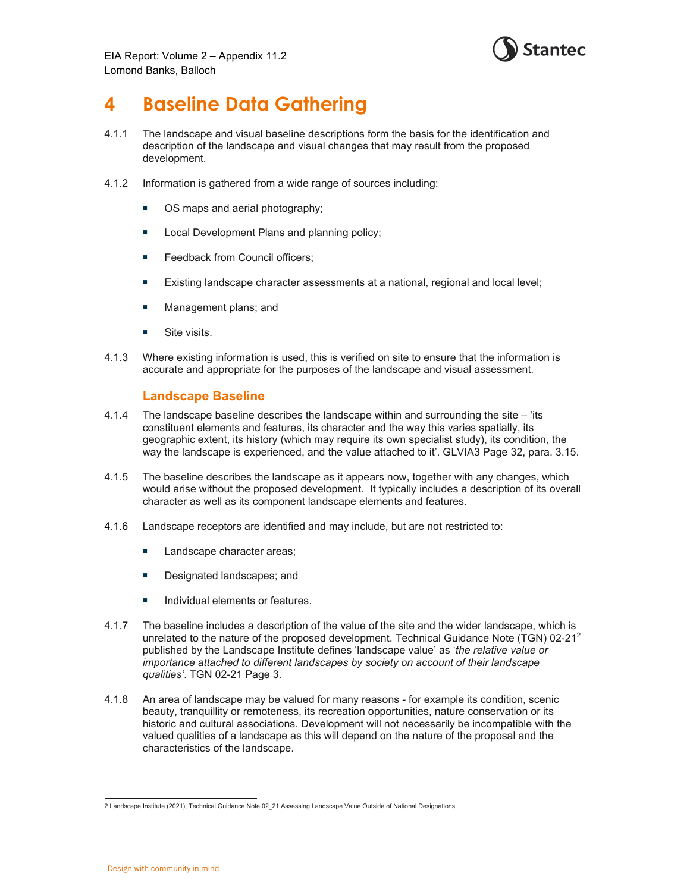# 4 Baseline Data Gathering

4.1.1 The landscape and visual baseline descriptions form the basis for the identification and description of the landscape and visual changes that may result from the proposed development.

4.1.2 Information is gathered from a wide range of sources including:

- OS maps and aerial photography;
- Local Development Plans and planning policy;
- Feedback from Council officers;
- Existing landscape character assessments at a national, regional and local level;
- Management plans; and
- Site visits.

4.1.3 Where existing information is used, this is verified on site to ensure that the information is accurate and appropriate for the purposes of the landscape and visual assessment.

## Landscape Baseline

4.1.4 The landscape baseline describes the landscape within and surrounding the site – 'its constituent elements and features, its character and the way this varies spatially, its geographic extent, its history (which may require its own specialist study), its condition, the way the landscape is experienced, and the value attached to it'. GLVIA3 Page 32, para. 3.15.

4.1.5 The baseline describes the landscape as it appears now, together with any changes, which would arise without the proposed development. It typically includes a description of its overall character as well as its component landscape elements and features.

4.1.6 Landscape receptors are identified and may include, but are not restricted to:

- Landscape character areas;
- Designated landscapes; and
- Individual elements or features.

4.1.7 The baseline includes a description of the value of the site and the wider landscape, which is unrelated to the nature of the proposed development. Technical Guidance Note (TGN) 02-21[2] published by the Landscape Institute defines 'landscape value' as '*the relative value or importance attached to different landscapes by society on account of their landscape qualities'*. TGN 02-21 Page 3.

4.1.8 An area of landscape may be valued for many reasons - for example its condition, scenic beauty, tranquillity or remoteness, its recreation opportunities, nature conservation or its historic and cultural associations. Development will not necessarily be incompatible with the valued qualities of a landscape as this will depend on the nature of the proposal and the characteristics of the landscape.

2 Landscape Institute (2021), Technical Guidance Note 02_21 Assessing Landscape Value Outside of National Designations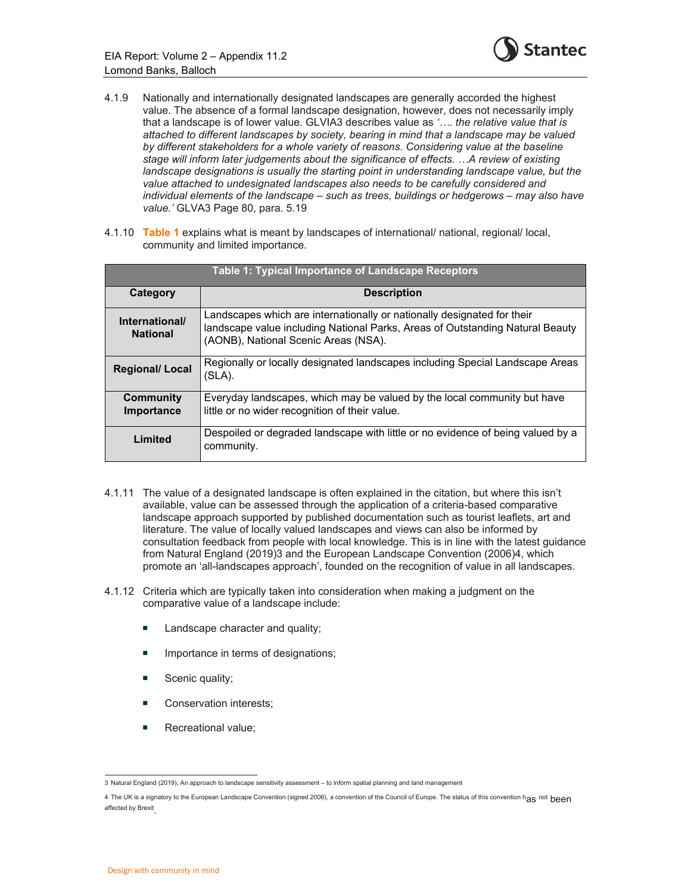4.1.9 Nationally and internationally designated landscapes are generally accorded the highest value. The absence of a formal landscape designation, however, does not necessarily imply that a landscape is of lower value. GLVIA3 describes value as *'…. the relative value that is attached to different landscapes by society, bearing in mind that a landscape may be valued by different stakeholders for a whole variety of reasons. Considering value at the baseline stage will inform later judgements about the significance of effects. …A review of existing landscape designations is usually the starting point in understanding landscape value, but the value attached to undesignated landscapes also needs to be carefully considered and individual elements of the landscape – such as trees, buildings or hedgerows – may also have value.'* GLVA3 Page 80, para. 5.19

4.1.10 **Table 1** explains what is meant by landscapes of international/ national, regional/ local, community and limited importance.

**Table 1: Typical Importance of Landscape Receptors**

| Category | Description |
|---|---|
| **International/ National** | Landscapes which are internationally or nationally designated for their landscape value including National Parks, Areas of Outstanding Natural Beauty (AONB), National Scenic Areas (NSA). |
| **Regional/ Local** | Regionally or locally designated landscapes including Special Landscape Areas (SLA). |
| **Community Importance** | Everyday landscapes, which may be valued by the local community but have little or no wider recognition of their value. |
| **Limited** | Despoiled or degraded landscape with little or no evidence of being valued by a community. |

4.1.11 The value of a designated landscape is often explained in the citation, but where this isn't available, value can be assessed through the application of a criteria-based comparative landscape approach supported by published documentation such as tourist leaflets, art and literature. The value of locally valued landscapes and views can also be informed by consultation feedback from people with local knowledge. This is in line with the latest guidance from Natural England (2019)[3] and the European Landscape Convention (2006)[4], which promote an 'all-landscapes approach', founded on the recognition of value in all landscapes.

4.1.12 Criteria which are typically taken into consideration when making a judgment on the comparative value of a landscape include:

- Landscape character and quality;
- Importance in terms of designations;
- Scenic quality;
- Conservation interests;
- Recreational value;

3 Natural England (2019), An approach to landscape sensitivity assessment – to inform spatial planning and land management

4 The UK is a signatory to the European Landscape Convention (signed 2006), a convention of the Council of Europe. The status of this convention has not been affected by Brexit.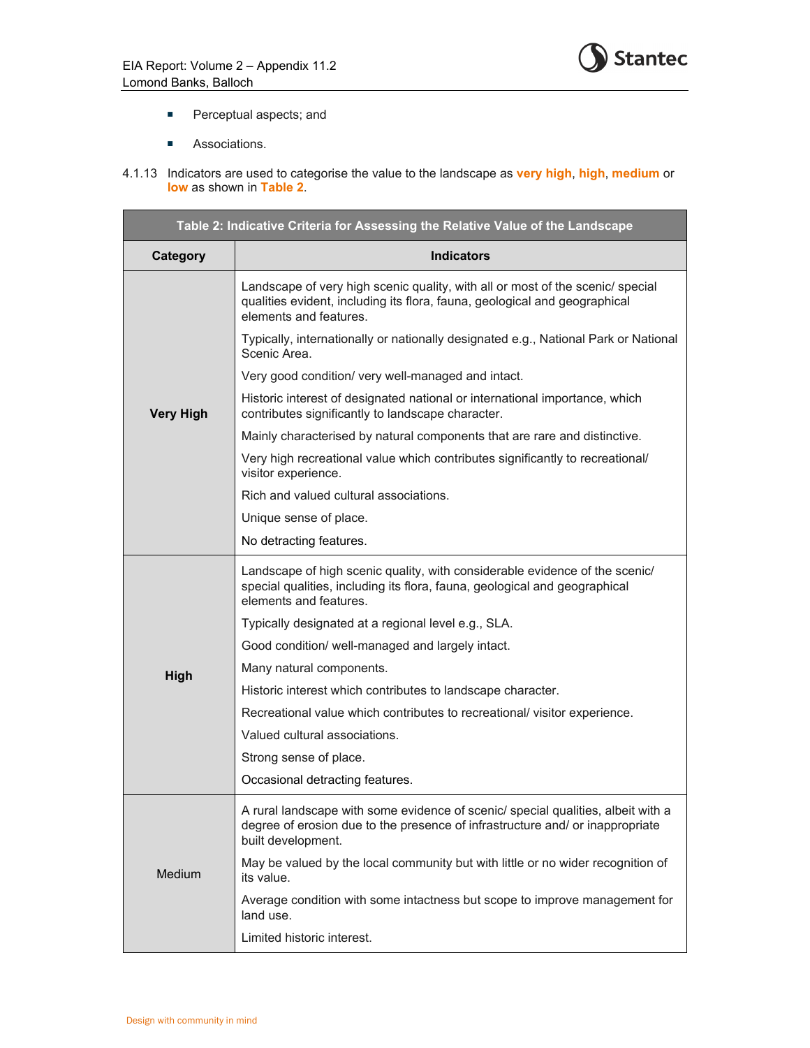- Perceptual aspects; and
- Associations.

4.1.13 Indicators are used to categorise the value to the landscape as **very high**, **high**, **medium** or **low** as shown in **Table 2**.

| Table 2: Indicative Criteria for Assessing the Relative Value of the Landscape | |
|---|---|
| **Category** | **Indicators** |
| **Very High** | Landscape of very high scenic quality, with all or most of the scenic/ special qualities evident, including its flora, fauna, geological and geographical elements and features.<br><br>Typically, internationally or nationally designated e.g., National Park or National Scenic Area.<br><br>Very good condition/ very well-managed and intact.<br><br>Historic interest of designated national or international importance, which contributes significantly to landscape character.<br><br>Mainly characterised by natural components that are rare and distinctive.<br><br>Very high recreational value which contributes significantly to recreational/ visitor experience.<br><br>Rich and valued cultural associations.<br><br>Unique sense of place.<br><br>No detracting features. |
| **High** | Landscape of high scenic quality, with considerable evidence of the scenic/ special qualities, including its flora, fauna, geological and geographical elements and features.<br><br>Typically designated at a regional level e.g., SLA.<br><br>Good condition/ well-managed and largely intact.<br><br>Many natural components.<br><br>Historic interest which contributes to landscape character.<br><br>Recreational value which contributes to recreational/ visitor experience.<br><br>Valued cultural associations.<br><br>Strong sense of place.<br><br>Occasional detracting features. |
| Medium | A rural landscape with some evidence of scenic/ special qualities, albeit with a degree of erosion due to the presence of infrastructure and/ or inappropriate built development.<br><br>May be valued by the local community but with little or no wider recognition of its value.<br><br>Average condition with some intactness but scope to improve management for land use.<br><br>Limited historic interest. |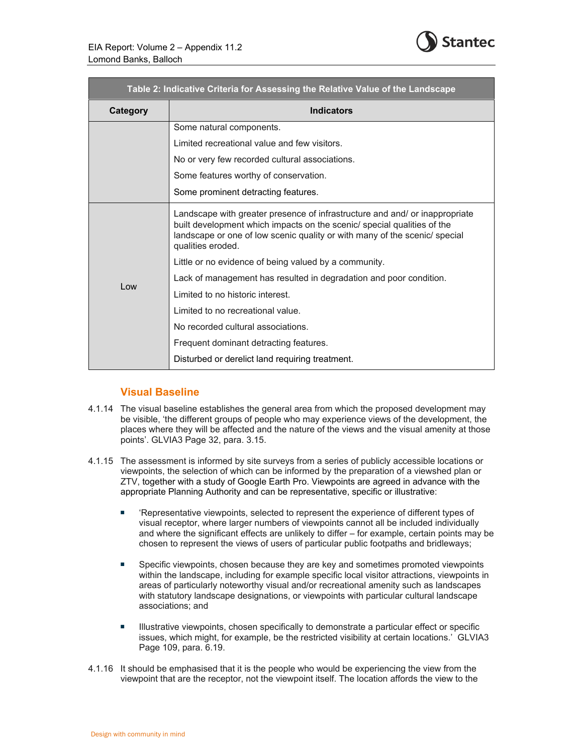| Table 2: Indicative Criteria for Assessing the Relative Value of the Landscape | |
|---|---|
| **Category** | **Indicators** |
| | Some natural components.<br>Limited recreational value and few visitors.<br>No or very few recorded cultural associations.<br>Some features worthy of conservation.<br>Some prominent detracting features. |
| Low | Landscape with greater presence of infrastructure and and/ or inappropriate built development which impacts on the scenic/ special qualities of the landscape or one of low scenic quality or with many of the scenic/ special qualities eroded.<br>Little or no evidence of being valued by a community.<br>Lack of management has resulted in degradation and poor condition.<br>Limited to no historic interest.<br>Limited to no recreational value.<br>No recorded cultural associations.<br>Frequent dominant detracting features.<br>Disturbed or derelict land requiring treatment. |

### Visual Baseline

4.1.14 The visual baseline establishes the general area from which the proposed development may be visible, 'the different groups of people who may experience views of the development, the places where they will be affected and the nature of the views and the visual amenity at those points'. GLVIA3 Page 32, para. 3.15.

4.1.15 The assessment is informed by site surveys from a series of publicly accessible locations or viewpoints, the selection of which can be informed by the preparation of a viewshed plan or ZTV, together with a study of Google Earth Pro. Viewpoints are agreed in advance with the appropriate Planning Authority and can be representative, specific or illustrative:

- 'Representative viewpoints, selected to represent the experience of different types of visual receptor, where larger numbers of viewpoints cannot all be included individually and where the significant effects are unlikely to differ – for example, certain points may be chosen to represent the views of users of particular public footpaths and bridleways;

- Specific viewpoints, chosen because they are key and sometimes promoted viewpoints within the landscape, including for example specific local visitor attractions, viewpoints in areas of particularly noteworthy visual and/or recreational amenity such as landscapes with statutory landscape designations, or viewpoints with particular cultural landscape associations; and

- Illustrative viewpoints, chosen specifically to demonstrate a particular effect or specific issues, which might, for example, be the restricted visibility at certain locations.' GLVIA3 Page 109, para. 6.19.

4.1.16 It should be emphasised that it is the people who would be experiencing the view from the viewpoint that are the receptor, not the viewpoint itself. The location affords the view to the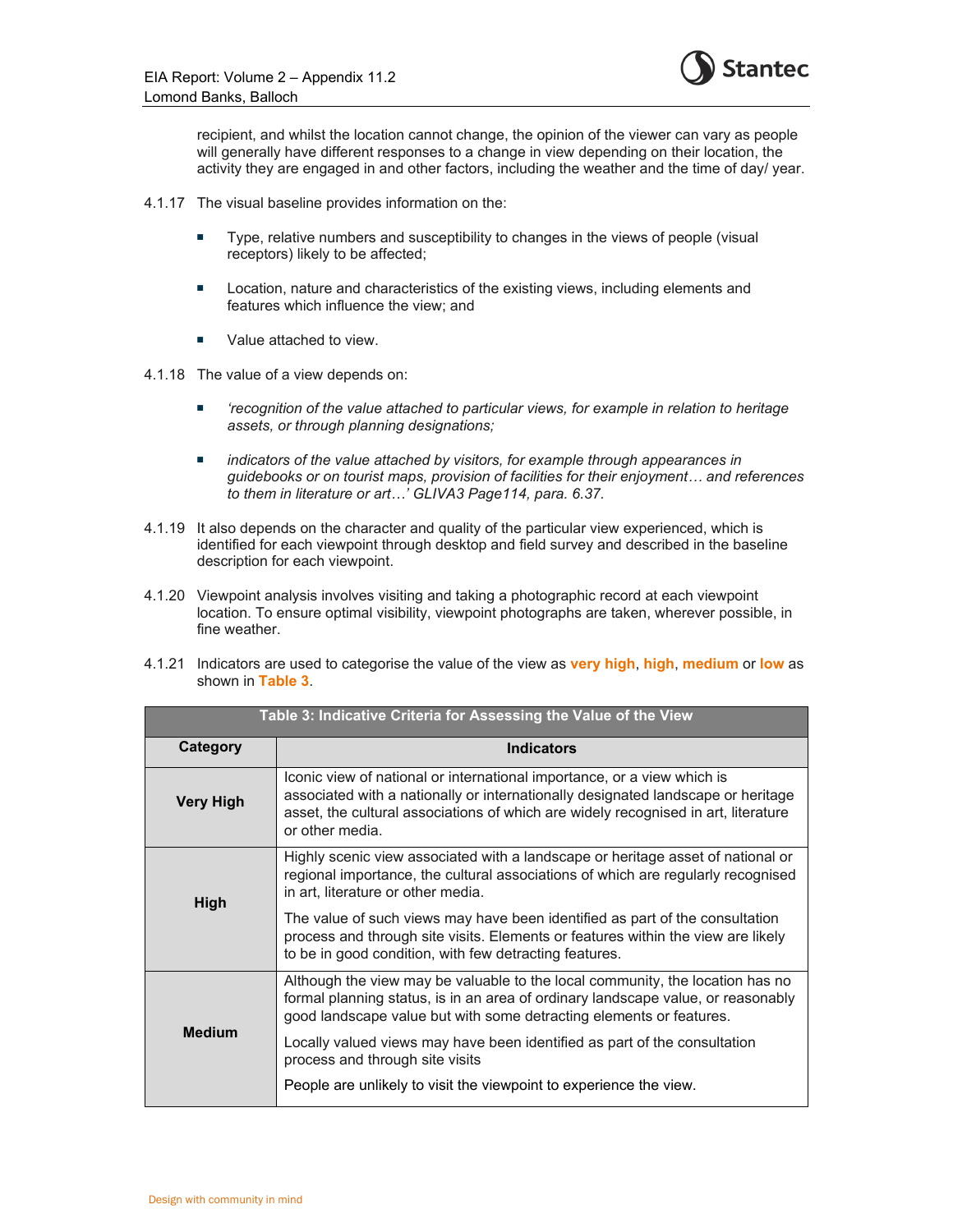recipient, and whilst the location cannot change, the opinion of the viewer can vary as people will generally have different responses to a change in view depending on their location, the activity they are engaged in and other factors, including the weather and the time of day/ year.

4.1.17 The visual baseline provides information on the:

- Type, relative numbers and susceptibility to changes in the views of people (visual receptors) likely to be affected;
- Location, nature and characteristics of the existing views, including elements and features which influence the view; and
- Value attached to view.

4.1.18 The value of a view depends on:

- *'recognition of the value attached to particular views, for example in relation to heritage assets, or through planning designations;*
- *indicators of the value attached by visitors, for example through appearances in guidebooks or on tourist maps, provision of facilities for their enjoyment… and references to them in literature or art…' GLIVA3 Page114, para. 6.37.*

4.1.19 It also depends on the character and quality of the particular view experienced, which is identified for each viewpoint through desktop and field survey and described in the baseline description for each viewpoint.

4.1.20 Viewpoint analysis involves visiting and taking a photographic record at each viewpoint location. To ensure optimal visibility, viewpoint photographs are taken, wherever possible, in fine weather.

4.1.21 Indicators are used to categorise the value of the view as **very high**, **high**, **medium** or **low** as shown in **Table 3**.

**Table 3: Indicative Criteria for Assessing the Value of the View**

| Category | Indicators |
|---|---|
| **Very High** | Iconic view of national or international importance, or a view which is associated with a nationally or internationally designated landscape or heritage asset, the cultural associations of which are widely recognised in art, literature or other media. |
| **High** | Highly scenic view associated with a landscape or heritage asset of national or regional importance, the cultural associations of which are regularly recognised in art, literature or other media. The value of such views may have been identified as part of the consultation process and through site visits. Elements or features within the view are likely to be in good condition, with few detracting features. |
| **Medium** | Although the view may be valuable to the local community, the location has no formal planning status, is in an area of ordinary landscape value, or reasonably good landscape value but with some detracting elements or features. Locally valued views may have been identified as part of the consultation process and through site visits People are unlikely to visit the viewpoint to experience the view. |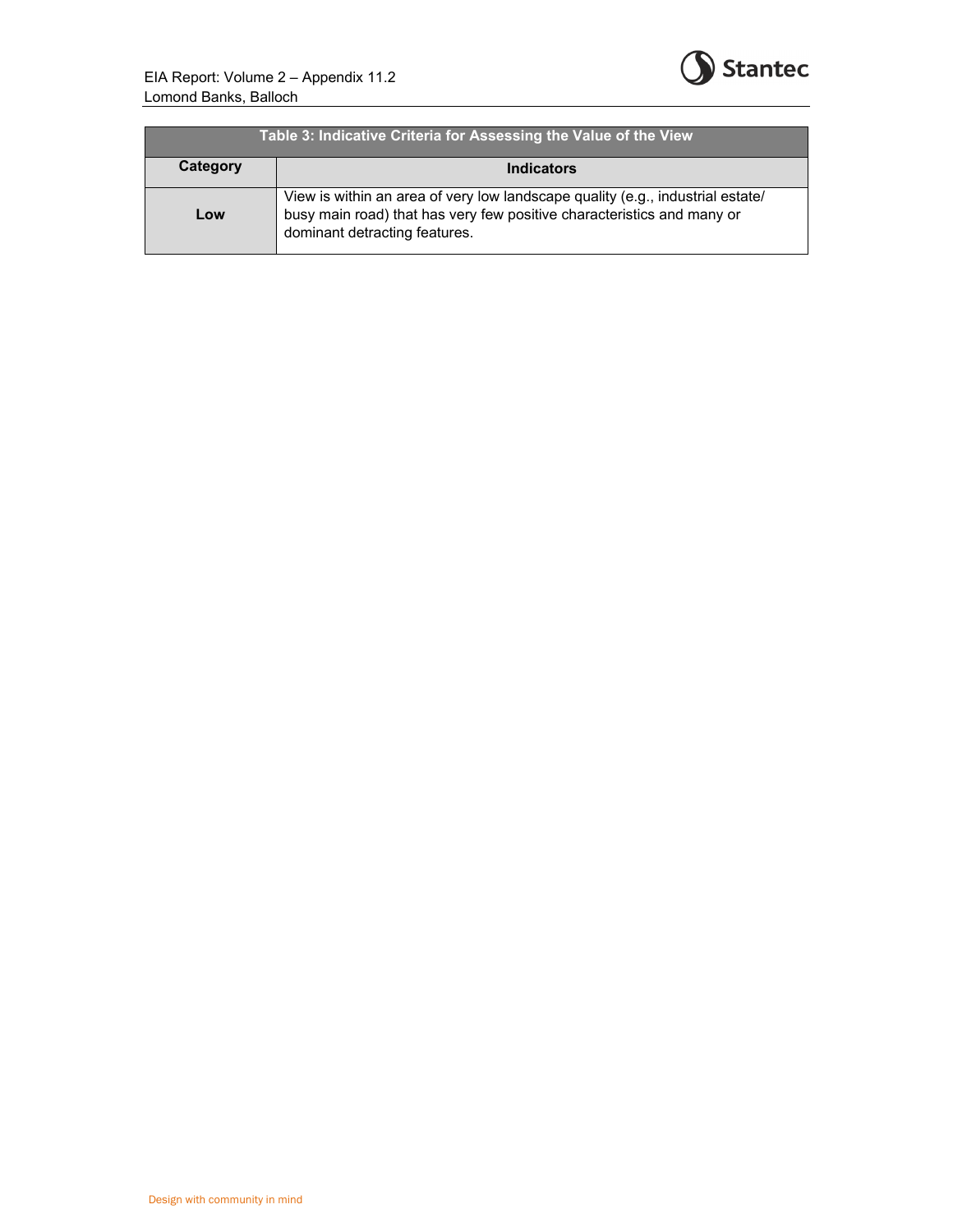| Table 3: Indicative Criteria for Assessing the Value of the View | |
|---|---|
| **Category** | **Indicators** |
| **Low** | View is within an area of very low landscape quality (e.g., industrial estate/ busy main road) that has very few positive characteristics and many or dominant detracting features. |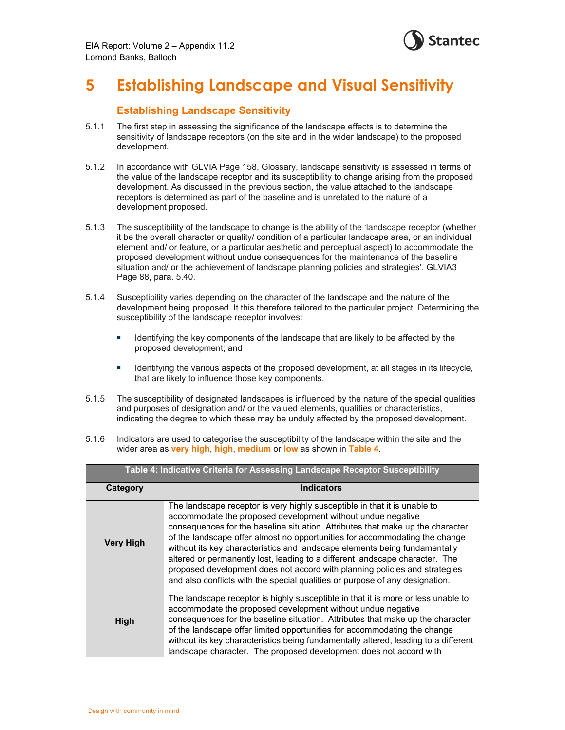# 5 Establishing Landscape and Visual Sensitivity

## Establishing Landscape Sensitivity

5.1.1 The first step in assessing the significance of the landscape effects is to determine the sensitivity of landscape receptors (on the site and in the wider landscape) to the proposed development.

5.1.2 In accordance with GLVIA Page 158, Glossary, landscape sensitivity is assessed in terms of the value of the landscape receptor and its susceptibility to change arising from the proposed development. As discussed in the previous section, the value attached to the landscape receptors is determined as part of the baseline and is unrelated to the nature of a development proposed.

5.1.3 The susceptibility of the landscape to change is the ability of the 'landscape receptor (whether it be the overall character or quality/ condition of a particular landscape area, or an individual element and/ or feature, or a particular aesthetic and perceptual aspect) to accommodate the proposed development without undue consequences for the maintenance of the baseline situation and/ or the achievement of landscape planning policies and strategies'. GLVIA3 Page 88, para. 5.40.

5.1.4 Susceptibility varies depending on the character of the landscape and the nature of the development being proposed. It this therefore tailored to the particular project. Determining the susceptibility of the landscape receptor involves:

- Identifying the key components of the landscape that are likely to be affected by the proposed development; and
- Identifying the various aspects of the proposed development, at all stages in its lifecycle, that are likely to influence those key components.

5.1.5 The susceptibility of designated landscapes is influenced by the nature of the special qualities and purposes of designation and/ or the valued elements, qualities or characteristics, indicating the degree to which these may be unduly affected by the proposed development.

5.1.6 Indicators are used to categorise the susceptibility of the landscape within the site and the wider area as **very high**, **high**, **medium** or **low** as shown in **Table 4**.

| Table 4: Indicative Criteria for Assessing Landscape Receptor Susceptibility | |
|---|---|
| **Category** | **Indicators** |
| **Very High** | The landscape receptor is very highly susceptible in that it is unable to accommodate the proposed development without undue negative consequences for the baseline situation. Attributes that make up the character of the landscape offer almost no opportunities for accommodating the change without its key characteristics and landscape elements being fundamentally altered or permanently lost, leading to a different landscape character. The proposed development does not accord with planning policies and strategies and also conflicts with the special qualities or purpose of any designation. |
| **High** | The landscape receptor is highly susceptible in that it is more or less unable to accommodate the proposed development without undue negative consequences for the baseline situation. Attributes that make up the character of the landscape offer limited opportunities for accommodating the change without its key characteristics being fundamentally altered, leading to a different landscape character. The proposed development does not accord with |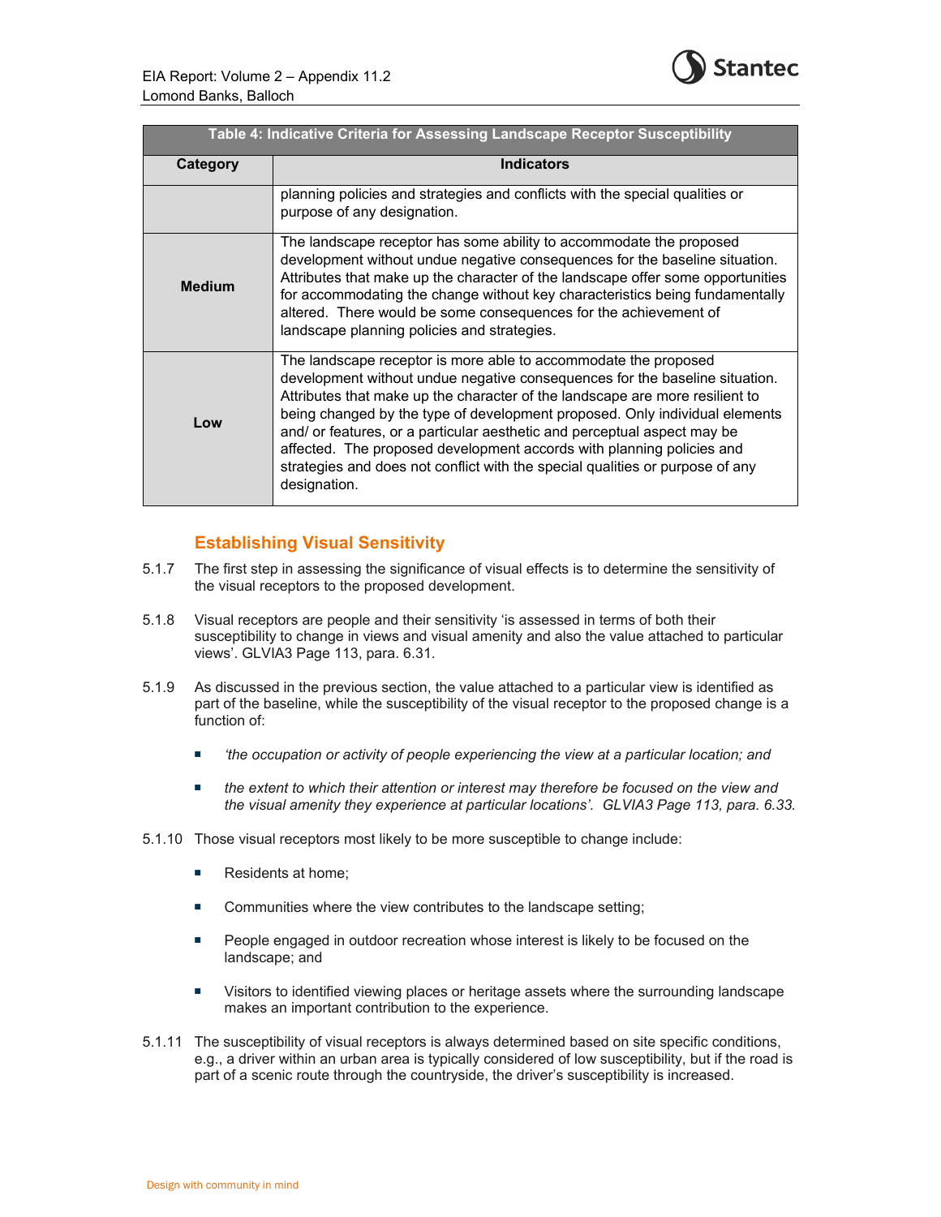| Table 4: Indicative Criteria for Assessing Landscape Receptor Susceptibility | |
|---|---|
| **Category** | **Indicators** |
| | planning policies and strategies and conflicts with the special qualities or purpose of any designation. |
| **Medium** | The landscape receptor has some ability to accommodate the proposed development without undue negative consequences for the baseline situation. Attributes that make up the character of the landscape offer some opportunities for accommodating the change without key characteristics being fundamentally altered. There would be some consequences for the achievement of landscape planning policies and strategies. |
| **Low** | The landscape receptor is more able to accommodate the proposed development without undue negative consequences for the baseline situation. Attributes that make up the character of the landscape are more resilient to being changed by the type of development proposed. Only individual elements and/ or features, or a particular aesthetic and perceptual aspect may be affected. The proposed development accords with planning policies and strategies and does not conflict with the special qualities or purpose of any designation. |

### Establishing Visual Sensitivity

5.1.7 The first step in assessing the significance of visual effects is to determine the sensitivity of the visual receptors to the proposed development.

5.1.8 Visual receptors are people and their sensitivity 'is assessed in terms of both their susceptibility to change in views and visual amenity and also the value attached to particular views'. GLVIA3 Page 113, para. 6.31.

5.1.9 As discussed in the previous section, the value attached to a particular view is identified as part of the baseline, while the susceptibility of the visual receptor to the proposed change is a function of:

- *'the occupation or activity of people experiencing the view at a particular location; and*
- *the extent to which their attention or interest may therefore be focused on the view and the visual amenity they experience at particular locations'. GLVIA3 Page 113, para. 6.33.*

5.1.10 Those visual receptors most likely to be more susceptible to change include:

- Residents at home;
- Communities where the view contributes to the landscape setting;
- People engaged in outdoor recreation whose interest is likely to be focused on the landscape; and
- Visitors to identified viewing places or heritage assets where the surrounding landscape makes an important contribution to the experience.

5.1.11 The susceptibility of visual receptors is always determined based on site specific conditions, e.g., a driver within an urban area is typically considered of low susceptibility, but if the road is part of a scenic route through the countryside, the driver's susceptibility is increased.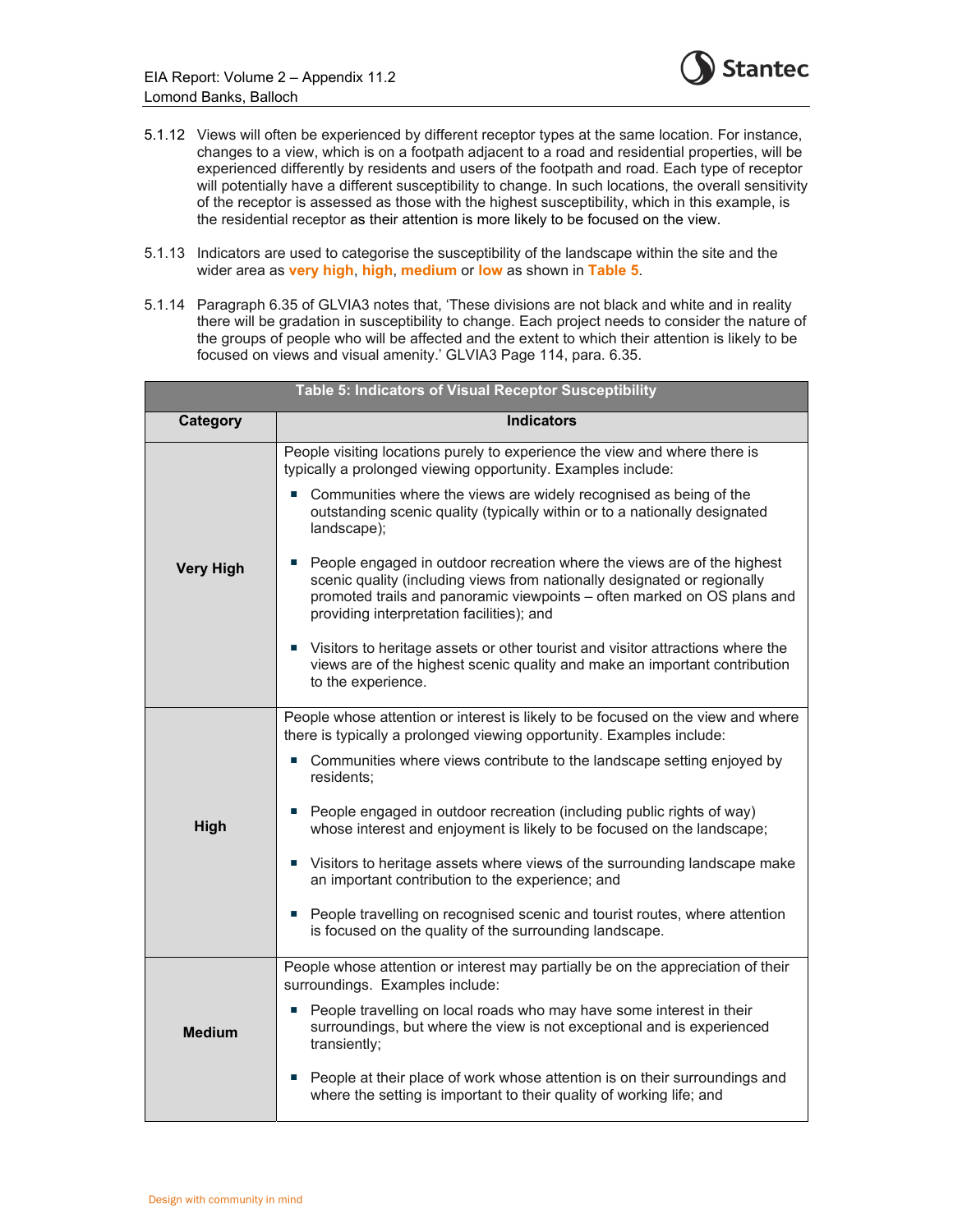5.1.12 Views will often be experienced by different receptor types at the same location. For instance, changes to a view, which is on a footpath adjacent to a road and residential properties, will be experienced differently by residents and users of the footpath and road. Each type of receptor will potentially have a different susceptibility to change. In such locations, the overall sensitivity of the receptor is assessed as those with the highest susceptibility, which in this example, is the residential receptor as their attention is more likely to be focused on the view.

5.1.13 Indicators are used to categorise the susceptibility of the landscape within the site and the wider area as **very high**, **high**, **medium** or **low** as shown in **Table 5**.

5.1.14 Paragraph 6.35 of GLVIA3 notes that, 'These divisions are not black and white and in reality there will be gradation in susceptibility to change. Each project needs to consider the nature of the groups of people who will be affected and the extent to which their attention is likely to be focused on views and visual amenity.' GLVIA3 Page 114, para. 6.35.

**Table 5: Indicators of Visual Receptor Susceptibility**

| Category | Indicators |
|---|---|
| **Very High** | People visiting locations purely to experience the view and where there is typically a prolonged viewing opportunity. Examples include: <br> ▪ Communities where the views are widely recognised as being of the outstanding scenic quality (typically within or to a nationally designated landscape); <br> ▪ People engaged in outdoor recreation where the views are of the highest scenic quality (including views from nationally designated or regionally promoted trails and panoramic viewpoints – often marked on OS plans and providing interpretation facilities); and <br> ▪ Visitors to heritage assets or other tourist and visitor attractions where the views are of the highest scenic quality and make an important contribution to the experience. |
| **High** | People whose attention or interest is likely to be focused on the view and where there is typically a prolonged viewing opportunity. Examples include: <br> ▪ Communities where views contribute to the landscape setting enjoyed by residents; <br> ▪ People engaged in outdoor recreation (including public rights of way) whose interest and enjoyment is likely to be focused on the landscape; <br> ▪ Visitors to heritage assets where views of the surrounding landscape make an important contribution to the experience; and <br> ▪ People travelling on recognised scenic and tourist routes, where attention is focused on the quality of the surrounding landscape. |
| **Medium** | People whose attention or interest may partially be on the appreciation of their surroundings. Examples include: <br> ▪ People travelling on local roads who may have some interest in their surroundings, but where the view is not exceptional and is experienced transiently; <br> ▪ People at their place of work whose attention is on their surroundings and where the setting is important to their quality of working life; and |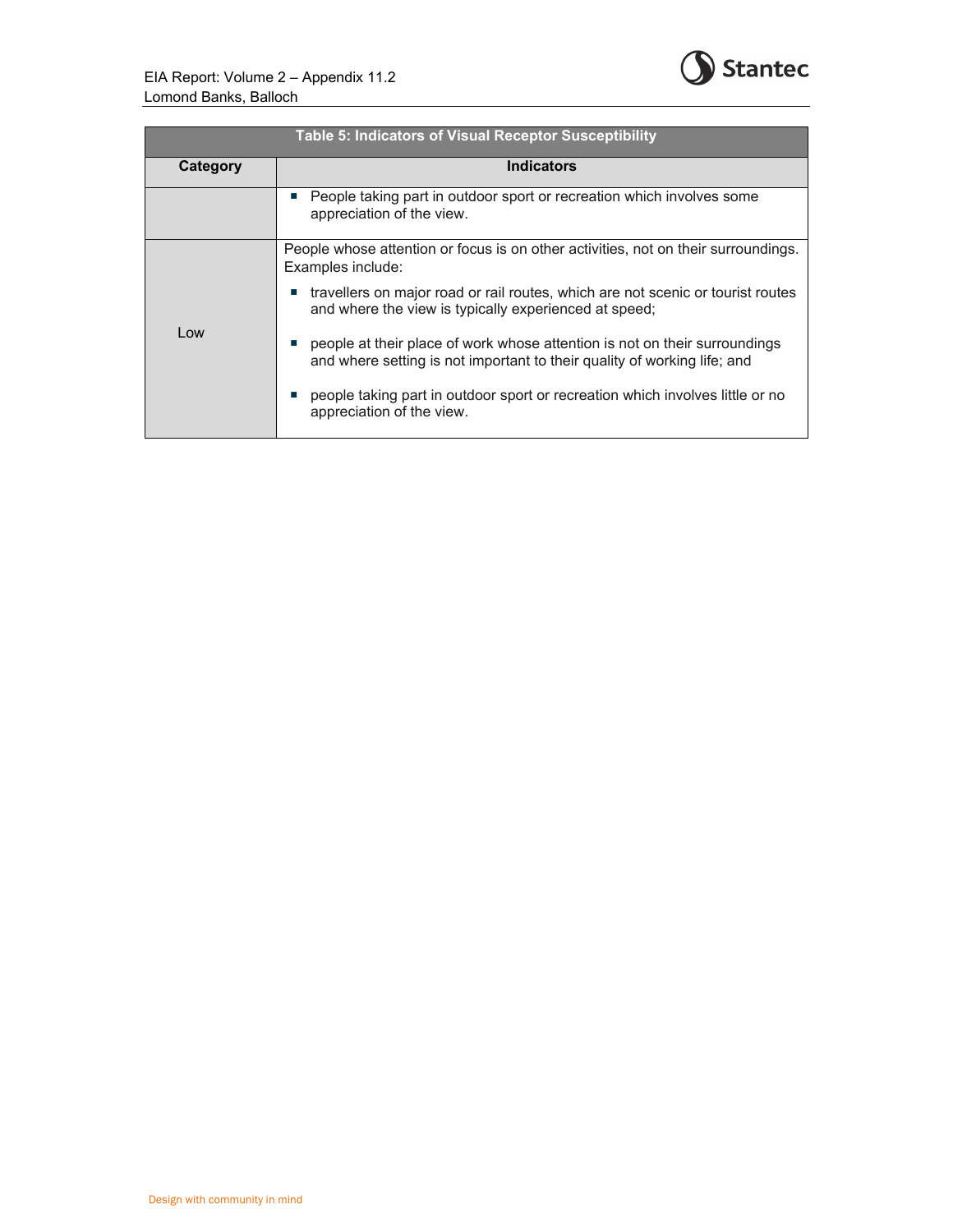| Table 5: Indicators of Visual Receptor Susceptibility | |
|---|---|
| **Category** | **Indicators** |
| | ▪ People taking part in outdoor sport or recreation which involves some appreciation of the view. |
| Low | People whose attention or focus is on other activities, not on their surroundings. Examples include:<br>▪ travellers on major road or rail routes, which are not scenic or tourist routes and where the view is typically experienced at speed;<br>▪ people at their place of work whose attention is not on their surroundings and where setting is not important to their quality of working life; and<br>▪ people taking part in outdoor sport or recreation which involves little or no appreciation of the view. |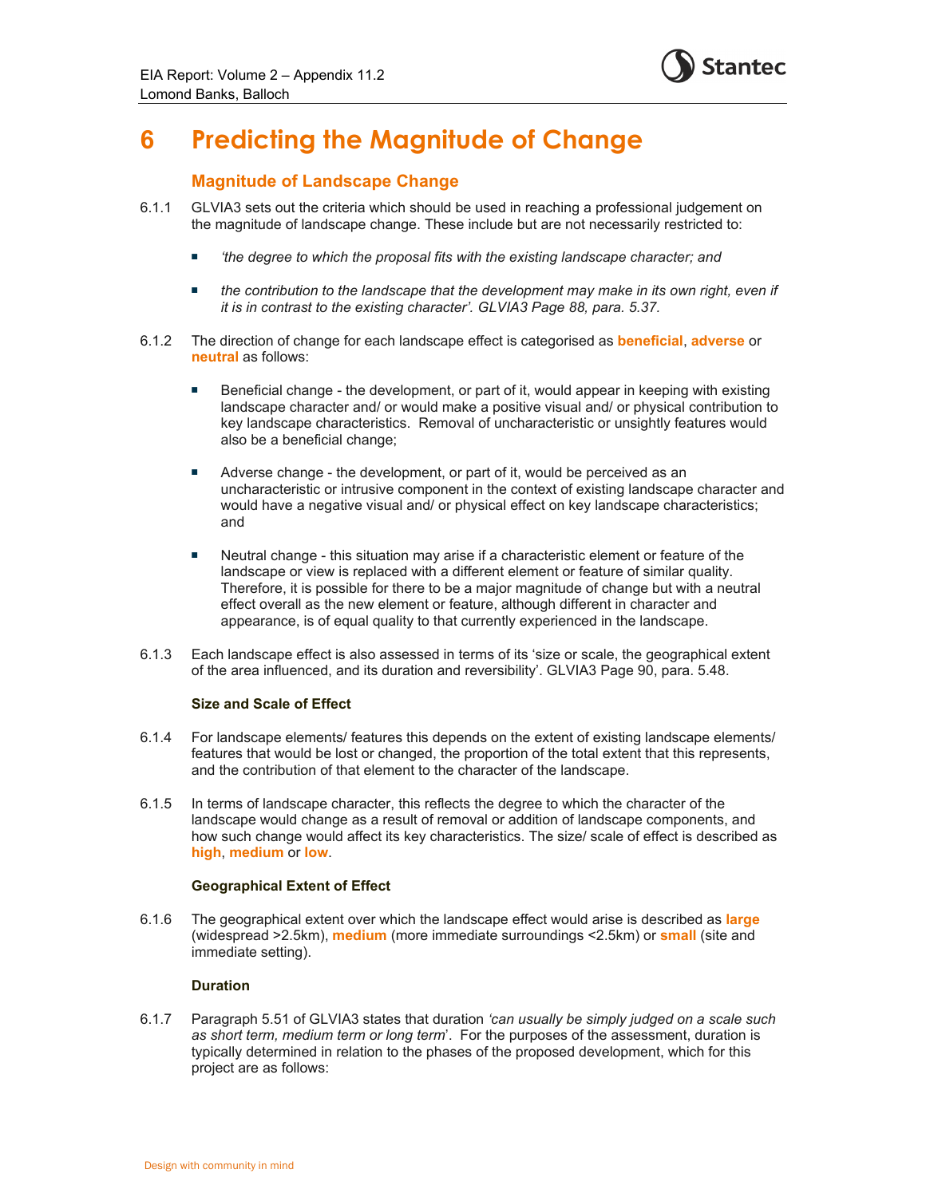# 6 Predicting the Magnitude of Change

## Magnitude of Landscape Change

6.1.1 GLVIA3 sets out the criteria which should be used in reaching a professional judgement on the magnitude of landscape change. These include but are not necessarily restricted to:

- *'the degree to which the proposal fits with the existing landscape character; and*
- *the contribution to the landscape that the development may make in its own right, even if it is in contrast to the existing character'. GLVIA3 Page 88, para. 5.37.*

6.1.2 The direction of change for each landscape effect is categorised as **beneficial**, **adverse** or **neutral** as follows:

- Beneficial change - the development, or part of it, would appear in keeping with existing landscape character and/ or would make a positive visual and/ or physical contribution to key landscape characteristics. Removal of uncharacteristic or unsightly features would also be a beneficial change;
- Adverse change - the development, or part of it, would be perceived as an uncharacteristic or intrusive component in the context of existing landscape character and would have a negative visual and/ or physical effect on key landscape characteristics; and
- Neutral change - this situation may arise if a characteristic element or feature of the landscape or view is replaced with a different element or feature of similar quality. Therefore, it is possible for there to be a major magnitude of change but with a neutral effect overall as the new element or feature, although different in character and appearance, is of equal quality to that currently experienced in the landscape.

6.1.3 Each landscape effect is also assessed in terms of its 'size or scale, the geographical extent of the area influenced, and its duration and reversibility'. GLVIA3 Page 90, para. 5.48.

### Size and Scale of Effect

6.1.4 For landscape elements/ features this depends on the extent of existing landscape elements/ features that would be lost or changed, the proportion of the total extent that this represents, and the contribution of that element to the character of the landscape.

6.1.5 In terms of landscape character, this reflects the degree to which the character of the landscape would change as a result of removal or addition of landscape components, and how such change would affect its key characteristics. The size/ scale of effect is described as **high**, **medium** or **low**.

### Geographical Extent of Effect

6.1.6 The geographical extent over which the landscape effect would arise is described as **large** (widespread >2.5km), **medium** (more immediate surroundings <2.5km) or **small** (site and immediate setting).

### Duration

6.1.7 Paragraph 5.51 of GLVIA3 states that duration *'can usually be simply judged on a scale such as short term, medium term or long term*'. For the purposes of the assessment, duration is typically determined in relation to the phases of the proposed development, which for this project are as follows: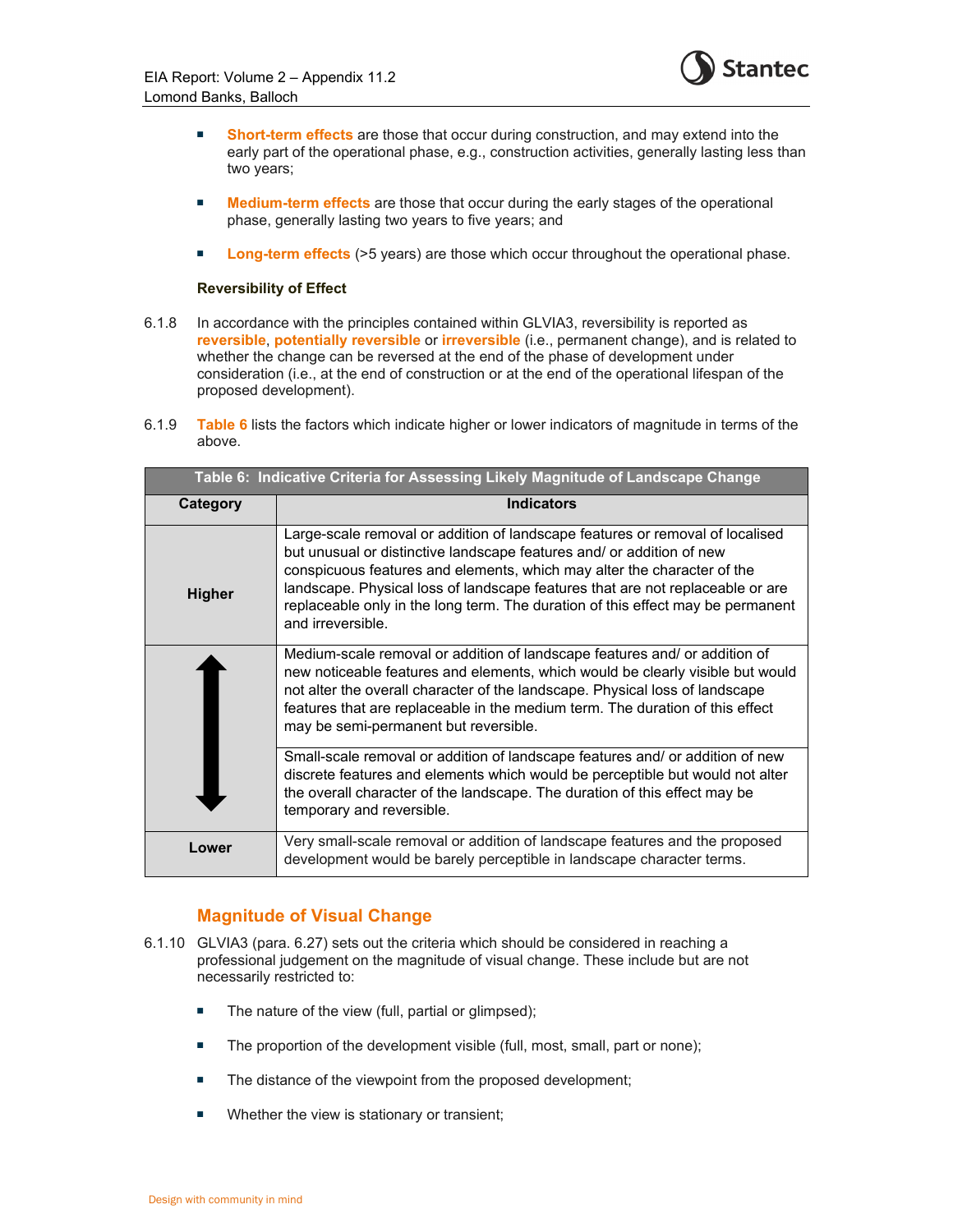- **Short-term effects** are those that occur during construction, and may extend into the early part of the operational phase, e.g., construction activities, generally lasting less than two years;

- **Medium-term effects** are those that occur during the early stages of the operational phase, generally lasting two years to five years; and

- **Long-term effects** (>5 years) are those which occur throughout the operational phase.

**Reversibility of Effect**

6.1.8 In accordance with the principles contained within GLVIA3, reversibility is reported as **reversible**, **potentially reversible** or **irreversible** (i.e., permanent change), and is related to whether the change can be reversed at the end of the phase of development under consideration (i.e., at the end of construction or at the end of the operational lifespan of the proposed development).

6.1.9 **Table 6** lists the factors which indicate higher or lower indicators of magnitude in terms of the above.

| Table 6: Indicative Criteria for Assessing Likely Magnitude of Landscape Change | |
|---|---|
| **Category** | **Indicators** |
| **Higher** | Large-scale removal or addition of landscape features or removal of localised but unusual or distinctive landscape features and/ or addition of new conspicuous features and elements, which may alter the character of the landscape. Physical loss of landscape features that are not replaceable or are replaceable only in the long term. The duration of this effect may be permanent and irreversible. |
| ↕ | Medium-scale removal or addition of landscape features and/ or addition of new noticeable features and elements, which would be clearly visible but would not alter the overall character of the landscape. Physical loss of landscape features that are replaceable in the medium term. The duration of this effect may be semi-permanent but reversible. |
| | Small-scale removal or addition of landscape features and/ or addition of new discrete features and elements which would be perceptible but would not alter the overall character of the landscape. The duration of this effect may be temporary and reversible. |
| **Lower** | Very small-scale removal or addition of landscape features and the proposed development would be barely perceptible in landscape character terms. |

## Magnitude of Visual Change

6.1.10 GLVIA3 (para. 6.27) sets out the criteria which should be considered in reaching a professional judgement on the magnitude of visual change. These include but are not necessarily restricted to:

- The nature of the view (full, partial or glimpsed);

- The proportion of the development visible (full, most, small, part or none);

- The distance of the viewpoint from the proposed development;

- Whether the view is stationary or transient;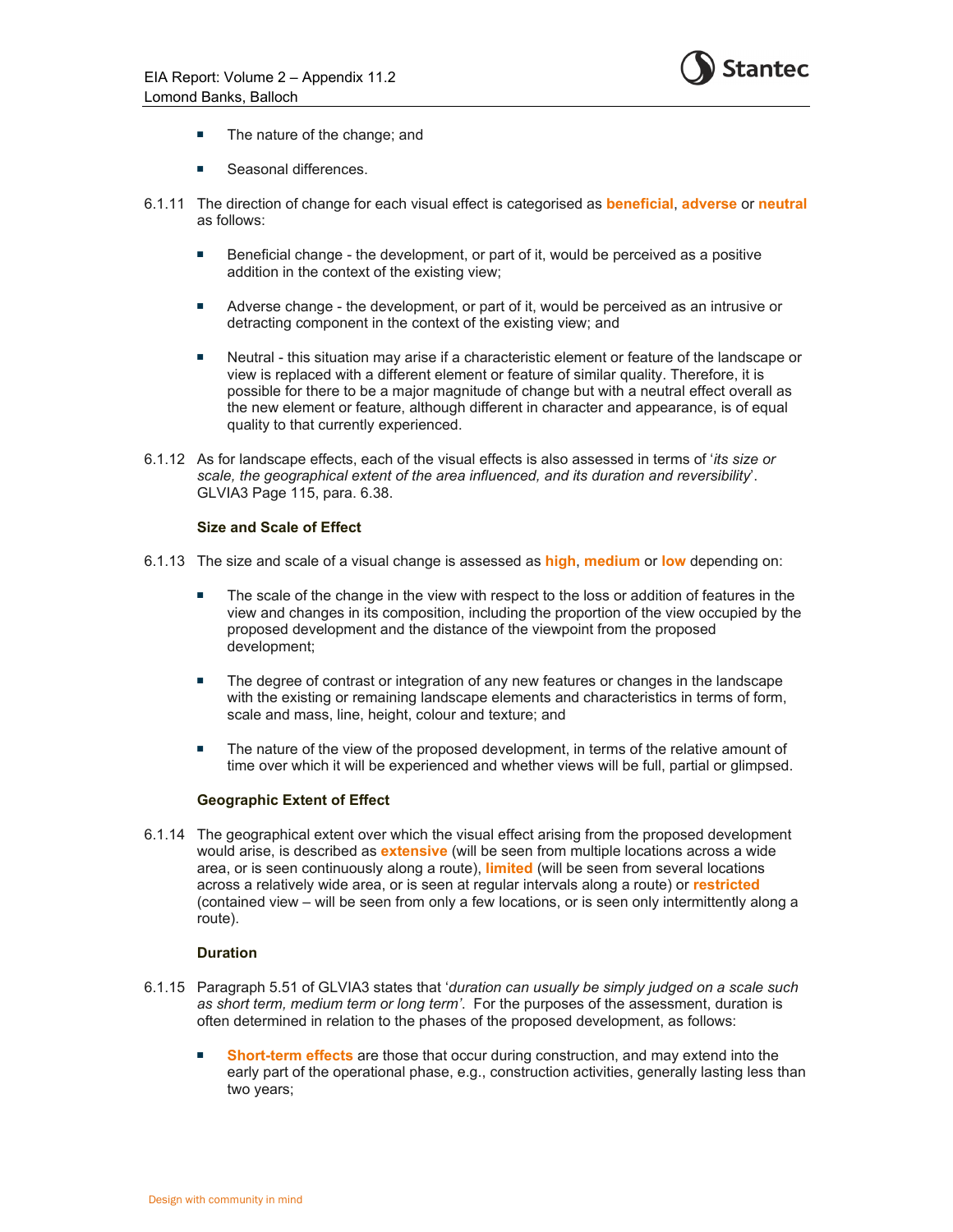- The nature of the change; and
- Seasonal differences.

6.1.11 The direction of change for each visual effect is categorised as **beneficial**, **adverse** or **neutral** as follows:

- Beneficial change - the development, or part of it, would be perceived as a positive addition in the context of the existing view;
- Adverse change - the development, or part of it, would be perceived as an intrusive or detracting component in the context of the existing view; and
- Neutral - this situation may arise if a characteristic element or feature of the landscape or view is replaced with a different element or feature of similar quality. Therefore, it is possible for there to be a major magnitude of change but with a neutral effect overall as the new element or feature, although different in character and appearance, is of equal quality to that currently experienced.

6.1.12 As for landscape effects, each of the visual effects is also assessed in terms of '*its size or scale, the geographical extent of the area influenced, and its duration and reversibility*'. GLVIA3 Page 115, para. 6.38.

**Size and Scale of Effect**

6.1.13 The size and scale of a visual change is assessed as **high**, **medium** or **low** depending on:

- The scale of the change in the view with respect to the loss or addition of features in the view and changes in its composition, including the proportion of the view occupied by the proposed development and the distance of the viewpoint from the proposed development;
- The degree of contrast or integration of any new features or changes in the landscape with the existing or remaining landscape elements and characteristics in terms of form, scale and mass, line, height, colour and texture; and
- The nature of the view of the proposed development, in terms of the relative amount of time over which it will be experienced and whether views will be full, partial or glimpsed.

**Geographic Extent of Effect**

6.1.14 The geographical extent over which the visual effect arising from the proposed development would arise, is described as **extensive** (will be seen from multiple locations across a wide area, or is seen continuously along a route), **limited** (will be seen from several locations across a relatively wide area, or is seen at regular intervals along a route) or **restricted** (contained view – will be seen from only a few locations, or is seen only intermittently along a route).

**Duration**

6.1.15 Paragraph 5.51 of GLVIA3 states that '*duration can usually be simply judged on a scale such as short term, medium term or long term'*. For the purposes of the assessment, duration is often determined in relation to the phases of the proposed development, as follows:

- **Short-term effects** are those that occur during construction, and may extend into the early part of the operational phase, e.g., construction activities, generally lasting less than two years;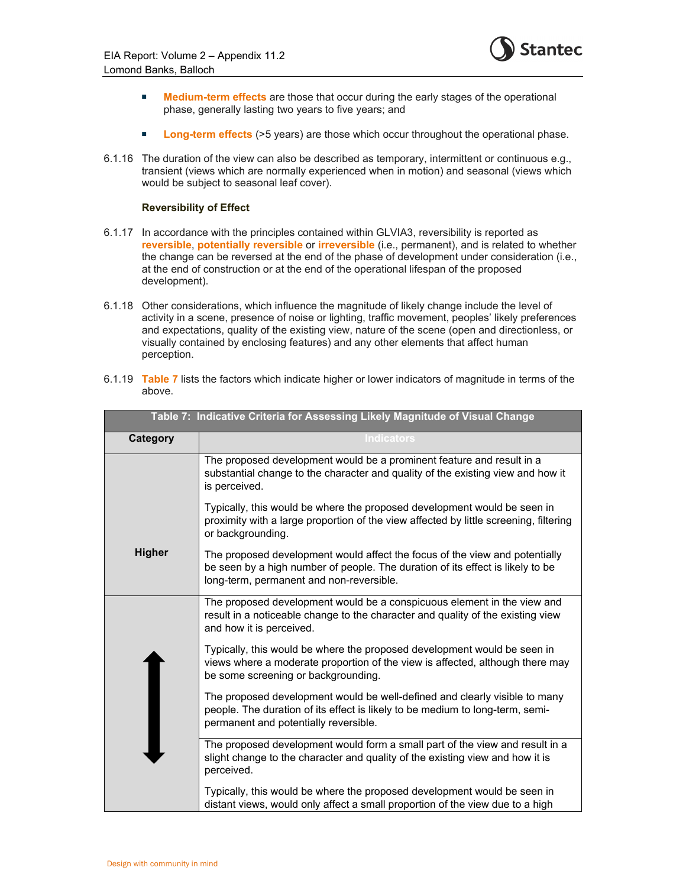- **Medium-term effects** are those that occur during the early stages of the operational phase, generally lasting two years to five years; and

- **Long-term effects** (>5 years) are those which occur throughout the operational phase.

6.1.16 The duration of the view can also be described as temporary, intermittent or continuous e.g., transient (views which are normally experienced when in motion) and seasonal (views which would be subject to seasonal leaf cover).

**Reversibility of Effect**

6.1.17 In accordance with the principles contained within GLVIA3, reversibility is reported as **reversible**, **potentially reversible** or **irreversible** (i.e., permanent), and is related to whether the change can be reversed at the end of the phase of development under consideration (i.e., at the end of construction or at the end of the operational lifespan of the proposed development).

6.1.18 Other considerations, which influence the magnitude of likely change include the level of activity in a scene, presence of noise or lighting, traffic movement, peoples' likely preferences and expectations, quality of the existing view, nature of the scene (open and directionless, or visually contained by enclosing features) and any other elements that affect human perception.

6.1.19 **Table 7** lists the factors which indicate higher or lower indicators of magnitude in terms of the above.

| Table 7: Indicative Criteria for Assessing Likely Magnitude of Visual Change | |
|---|---|
| **Category** | **Indicators** |
| **Higher** | The proposed development would be a prominent feature and result in a substantial change to the character and quality of the existing view and how it is perceived.<br><br>Typically, this would be where the proposed development would be seen in proximity with a large proportion of the view affected by little screening, filtering or backgrounding.<br><br>The proposed development would affect the focus of the view and potentially be seen by a high number of people. The duration of its effect is likely to be long-term, permanent and non-reversible. |
| ↕ | The proposed development would be a conspicuous element in the view and result in a noticeable change to the character and quality of the existing view and how it is perceived.<br><br>Typically, this would be where the proposed development would be seen in views where a moderate proportion of the view is affected, although there may be some screening or backgrounding.<br><br>The proposed development would be well-defined and clearly visible to many people. The duration of its effect is likely to be medium to long-term, semi-permanent and potentially reversible. |
| | The proposed development would form a small part of the view and result in a slight change to the character and quality of the existing view and how it is perceived.<br><br>Typically, this would be where the proposed development would be seen in distant views, would only affect a small proportion of the view due to a high |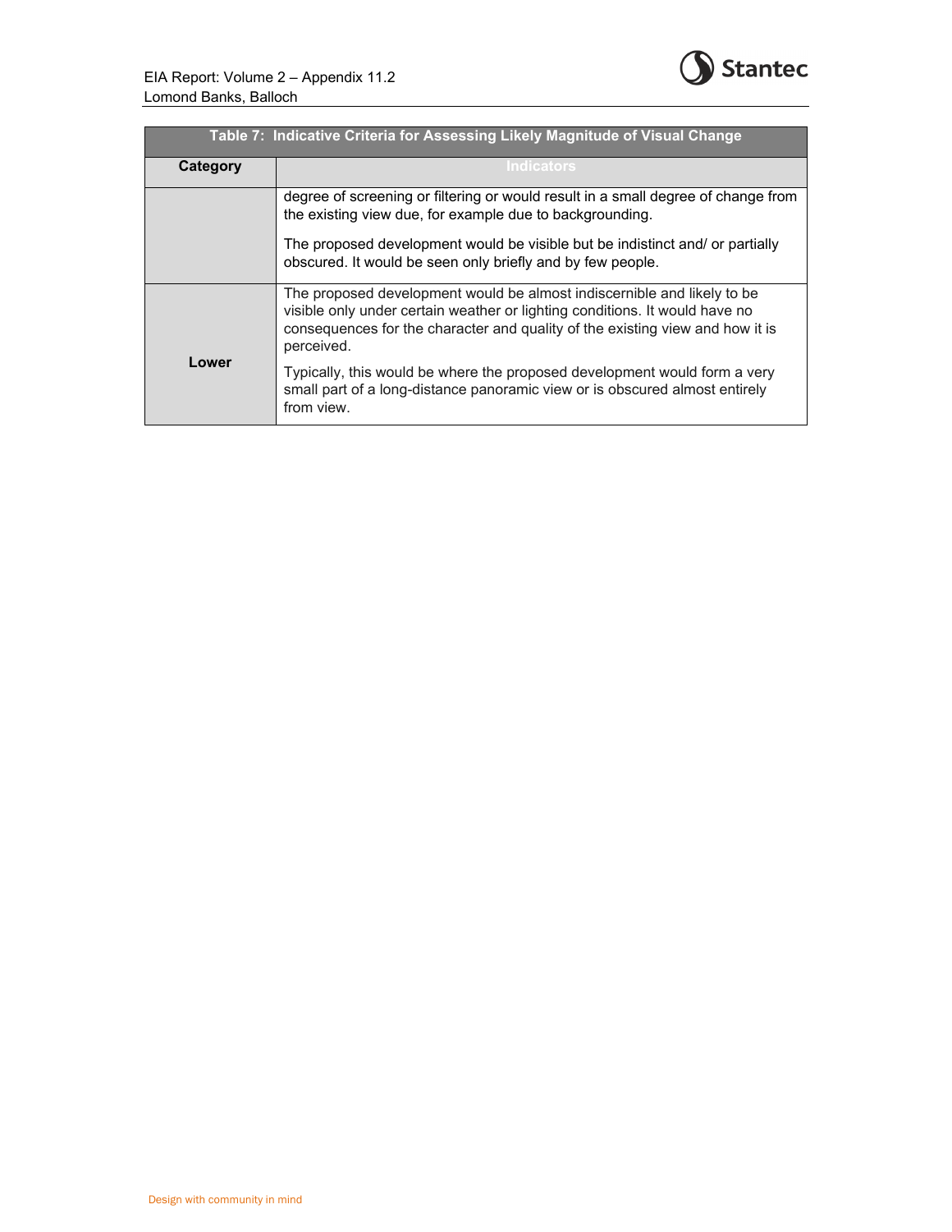**Table 7: Indicative Criteria for Assessing Likely Magnitude of Visual Change**

| Category | Indicators |
| --- | --- |
| | degree of screening or filtering or would result in a small degree of change from the existing view due, for example due to backgrounding.<br><br>The proposed development would be visible but be indistinct and/ or partially obscured. It would be seen only briefly and by few people. |
| **Lower** | The proposed development would be almost indiscernible and likely to be visible only under certain weather or lighting conditions. It would have no consequences for the character and quality of the existing view and how it is perceived.<br><br>Typically, this would be where the proposed development would form a very small part of a long-distance panoramic view or is obscured almost entirely from view. |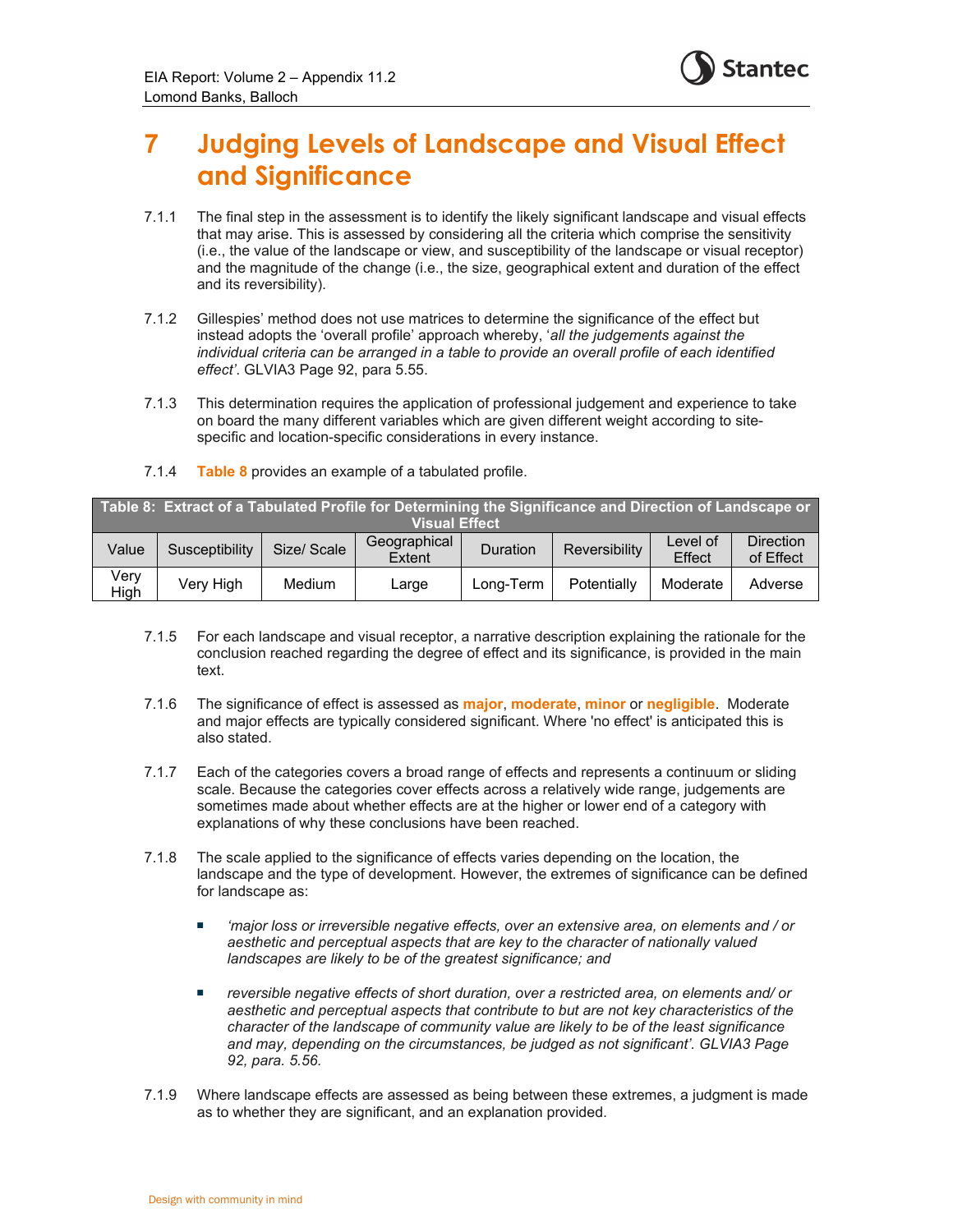# 7 Judging Levels of Landscape and Visual Effect and Significance

7.1.1 The final step in the assessment is to identify the likely significant landscape and visual effects that may arise. This is assessed by considering all the criteria which comprise the sensitivity (i.e., the value of the landscape or view, and susceptibility of the landscape or visual receptor) and the magnitude of the change (i.e., the size, geographical extent and duration of the effect and its reversibility).

7.1.2 Gillespies' method does not use matrices to determine the significance of the effect but instead adopts the 'overall profile' approach whereby, '*all the judgements against the individual criteria can be arranged in a table to provide an overall profile of each identified effect*'. GLVIA3 Page 92, para 5.55.

7.1.3 This determination requires the application of professional judgement and experience to take on board the many different variables which are given different weight according to site-specific and location-specific considerations in every instance.

7.1.4 **Table 8** provides an example of a tabulated profile.

**Table 8: Extract of a Tabulated Profile for Determining the Significance and Direction of Landscape or Visual Effect**

| Value | Susceptibility | Size/ Scale | Geographical Extent | Duration | Reversibility | Level of Effect | Direction of Effect |
|---|---|---|---|---|---|---|---|
| Very High | Very High | Medium | Large | Long-Term | Potentially | Moderate | Adverse |

7.1.5 For each landscape and visual receptor, a narrative description explaining the rationale for the conclusion reached regarding the degree of effect and its significance, is provided in the main text.

7.1.6 The significance of effect is assessed as **major**, **moderate**, **minor** or **negligible**. Moderate and major effects are typically considered significant. Where 'no effect' is anticipated this is also stated.

7.1.7 Each of the categories covers a broad range of effects and represents a continuum or sliding scale. Because the categories cover effects across a relatively wide range, judgements are sometimes made about whether effects are at the higher or lower end of a category with explanations of why these conclusions have been reached.

7.1.8 The scale applied to the significance of effects varies depending on the location, the landscape and the type of development. However, the extremes of significance can be defined for landscape as:

- *'major loss or irreversible negative effects, over an extensive area, on elements and / or aesthetic and perceptual aspects that are key to the character of nationally valued landscapes are likely to be of the greatest significance; and*
- *reversible negative effects of short duration, over a restricted area, on elements and/ or aesthetic and perceptual aspects that contribute to but are not key characteristics of the character of the landscape of community value are likely to be of the least significance and may, depending on the circumstances, be judged as not significant'. GLVIA3 Page 92, para. 5.56.*

7.1.9 Where landscape effects are assessed as being between these extremes, a judgment is made as to whether they are significant, and an explanation provided.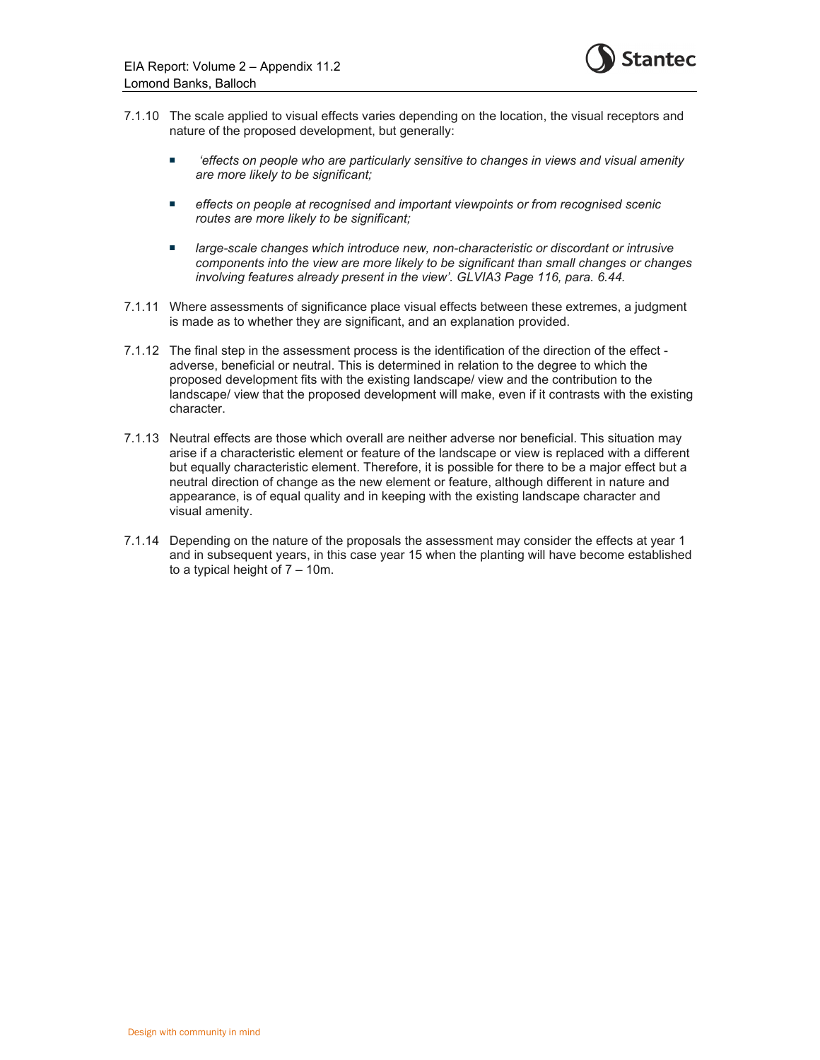7.1.10 The scale applied to visual effects varies depending on the location, the visual receptors and nature of the proposed development, but generally:

- *'effects on people who are particularly sensitive to changes in views and visual amenity are more likely to be significant;*
- *effects on people at recognised and important viewpoints or from recognised scenic routes are more likely to be significant;*
- *large-scale changes which introduce new, non-characteristic or discordant or intrusive components into the view are more likely to be significant than small changes or changes involving features already present in the view'. GLVIA3 Page 116, para. 6.44.*

7.1.11 Where assessments of significance place visual effects between these extremes, a judgment is made as to whether they are significant, and an explanation provided.

7.1.12 The final step in the assessment process is the identification of the direction of the effect - adverse, beneficial or neutral. This is determined in relation to the degree to which the proposed development fits with the existing landscape/ view and the contribution to the landscape/ view that the proposed development will make, even if it contrasts with the existing character.

7.1.13 Neutral effects are those which overall are neither adverse nor beneficial. This situation may arise if a characteristic element or feature of the landscape or view is replaced with a different but equally characteristic element. Therefore, it is possible for there to be a major effect but a neutral direction of change as the new element or feature, although different in nature and appearance, is of equal quality and in keeping with the existing landscape character and visual amenity.

7.1.14 Depending on the nature of the proposals the assessment may consider the effects at year 1 and in subsequent years, in this case year 15 when the planting will have become established to a typical height of 7 – 10m.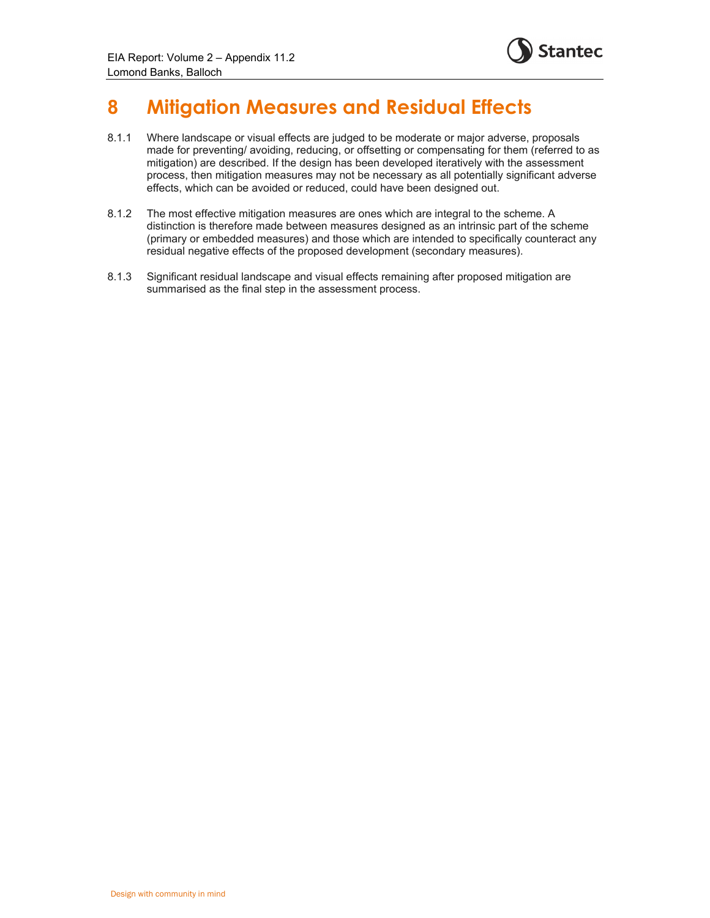# 8 Mitigation Measures and Residual Effects

8.1.1 Where landscape or visual effects are judged to be moderate or major adverse, proposals made for preventing/ avoiding, reducing, or offsetting or compensating for them (referred to as mitigation) are described. If the design has been developed iteratively with the assessment process, then mitigation measures may not be necessary as all potentially significant adverse effects, which can be avoided or reduced, could have been designed out.

8.1.2 The most effective mitigation measures are ones which are integral to the scheme. A distinction is therefore made between measures designed as an intrinsic part of the scheme (primary or embedded measures) and those which are intended to specifically counteract any residual negative effects of the proposed development (secondary measures).

8.1.3 Significant residual landscape and visual effects remaining after proposed mitigation are summarised as the final step in the assessment process.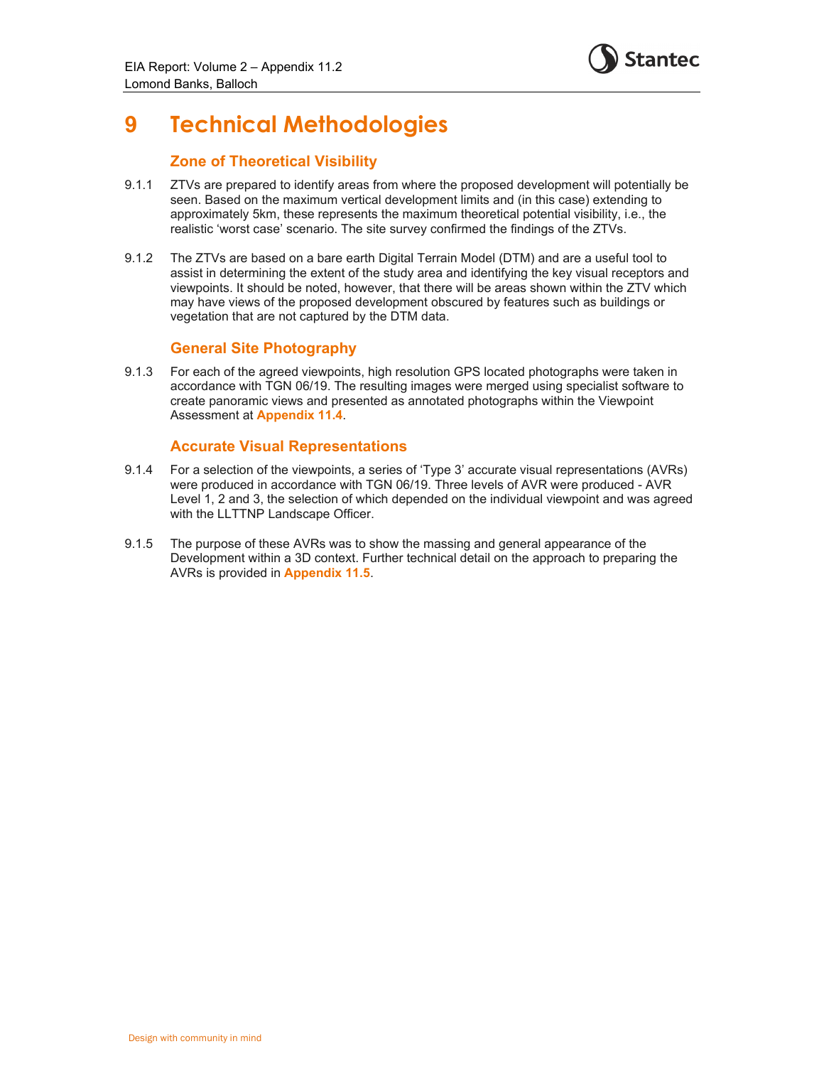# 9 Technical Methodologies

### Zone of Theoretical Visibility

9.1.1 ZTVs are prepared to identify areas from where the proposed development will potentially be seen. Based on the maximum vertical development limits and (in this case) extending to approximately 5km, these represents the maximum theoretical potential visibility, i.e., the realistic 'worst case' scenario. The site survey confirmed the findings of the ZTVs.

9.1.2 The ZTVs are based on a bare earth Digital Terrain Model (DTM) and are a useful tool to assist in determining the extent of the study area and identifying the key visual receptors and viewpoints. It should be noted, however, that there will be areas shown within the ZTV which may have views of the proposed development obscured by features such as buildings or vegetation that are not captured by the DTM data.

### General Site Photography

9.1.3 For each of the agreed viewpoints, high resolution GPS located photographs were taken in accordance with TGN 06/19. The resulting images were merged using specialist software to create panoramic views and presented as annotated photographs within the Viewpoint Assessment at **Appendix 11.4**.

### Accurate Visual Representations

9.1.4 For a selection of the viewpoints, a series of 'Type 3' accurate visual representations (AVRs) were produced in accordance with TGN 06/19. Three levels of AVR were produced - AVR Level 1, 2 and 3, the selection of which depended on the individual viewpoint and was agreed with the LLTTNP Landscape Officer.

9.1.5 The purpose of these AVRs was to show the massing and general appearance of the Development within a 3D context. Further technical detail on the approach to preparing the AVRs is provided in **Appendix 11.5**.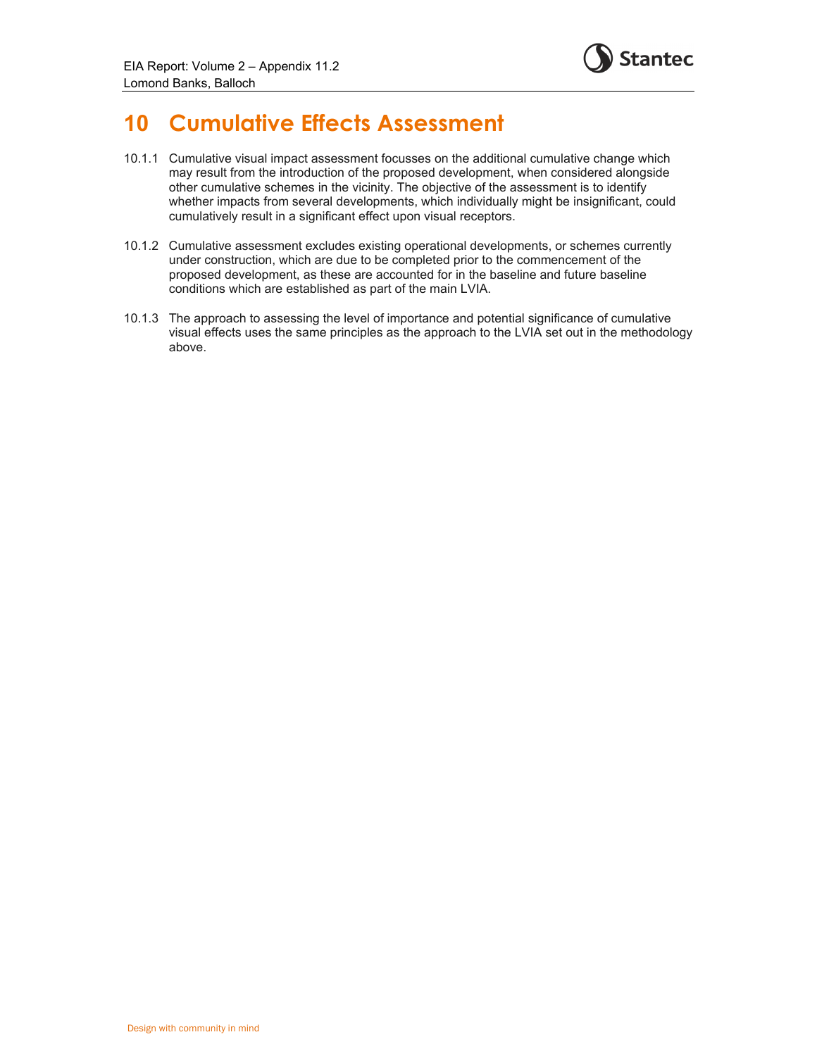# 10 Cumulative Effects Assessment

10.1.1 Cumulative visual impact assessment focusses on the additional cumulative change which may result from the introduction of the proposed development, when considered alongside other cumulative schemes in the vicinity. The objective of the assessment is to identify whether impacts from several developments, which individually might be insignificant, could cumulatively result in a significant effect upon visual receptors.

10.1.2 Cumulative assessment excludes existing operational developments, or schemes currently under construction, which are due to be completed prior to the commencement of the proposed development, as these are accounted for in the baseline and future baseline conditions which are established as part of the main LVIA.

10.1.3 The approach to assessing the level of importance and potential significance of cumulative visual effects uses the same principles as the approach to the LVIA set out in the methodology above.